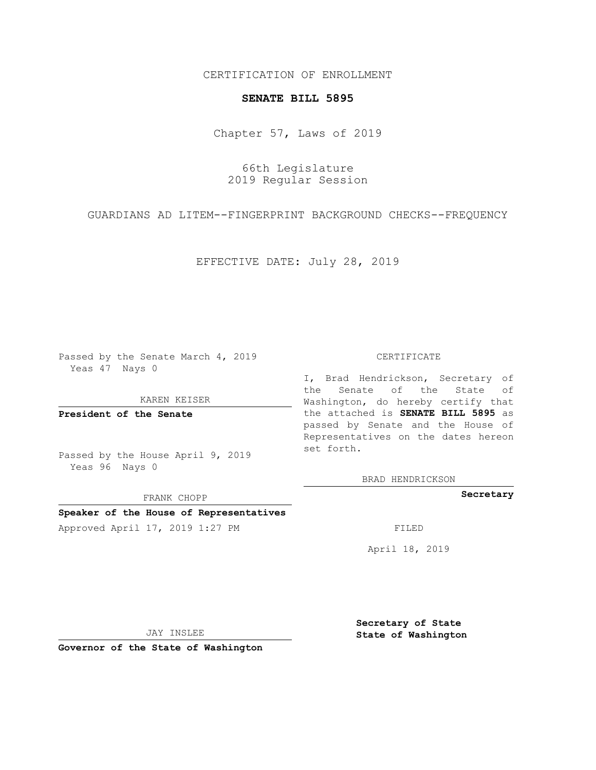CERTIFICATION OF ENROLLMENT

**SENATE BILL 5895**

Chapter 57, Laws of 2019

66th Legislature
2019 Regular Session

GUARDIANS AD LITEM--FINGERPRINT BACKGROUND CHECKS--FREQUENCY

EFFECTIVE DATE: July 28, 2019

Passed by the Senate March 4, 2019
Yeas 47 Nays 0

KAREN KEISER

**President of the Senate**

Passed by the House April 9, 2019
Yeas 96 Nays 0

FRANK CHOPP

**Speaker of the House of Representatives**

Approved April 17, 2019 1:27 PM

JAY INSLEE

**Governor of the State of Washington**

CERTIFICATE

I, Brad Hendrickson, Secretary of the Senate of the State of Washington, do hereby certify that the attached is **SENATE BILL 5895** as passed by Senate and the House of Representatives on the dates hereon set forth.

BRAD HENDRICKSON

**Secretary**

FILED

April 18, 2019

**Secretary of State**
**State of Washington**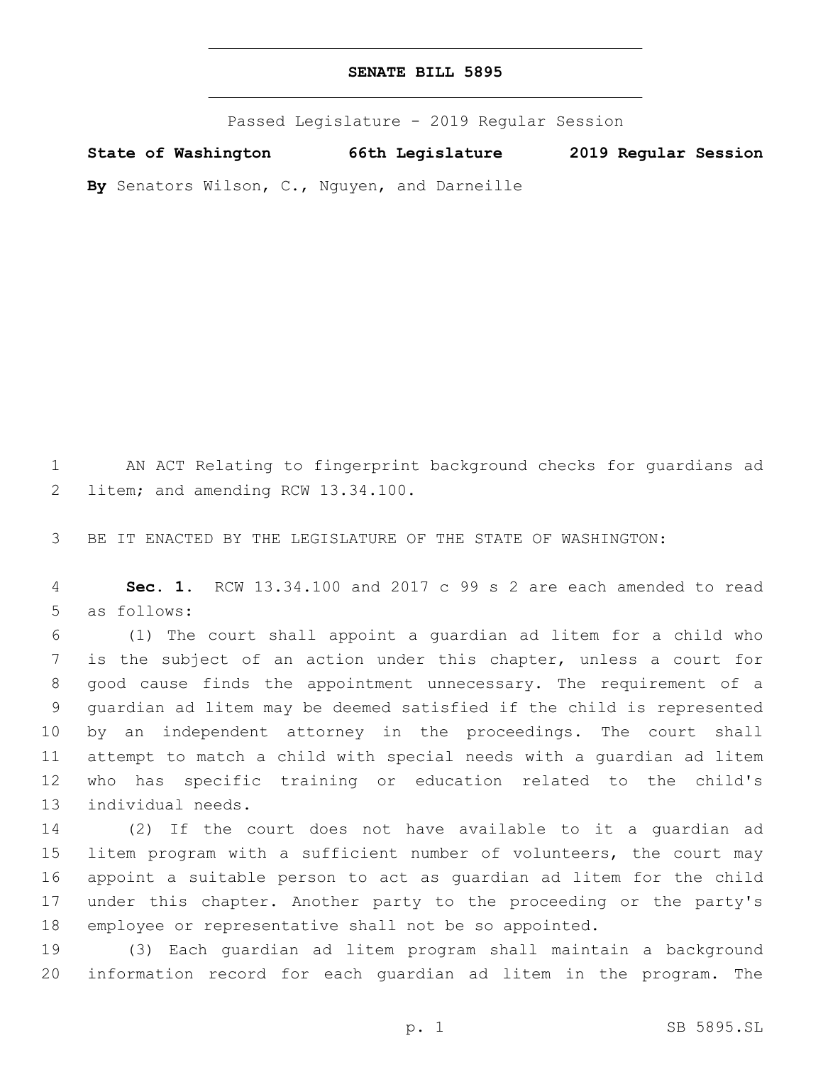# SENATE BILL 5895

Passed Legislature - 2019 Regular Session

**State of Washington 66th Legislature 2019 Regular Session**

**By** Senators Wilson, C., Nguyen, and Darneille

AN ACT Relating to fingerprint background checks for guardians ad litem; and amending RCW 13.34.100.

BE IT ENACTED BY THE LEGISLATURE OF THE STATE OF WASHINGTON:

**Sec. 1.** RCW 13.34.100 and 2017 c 99 s 2 are each amended to read as follows:

(1) The court shall appoint a guardian ad litem for a child who is the subject of an action under this chapter, unless a court for good cause finds the appointment unnecessary. The requirement of a guardian ad litem may be deemed satisfied if the child is represented by an independent attorney in the proceedings. The court shall attempt to match a child with special needs with a guardian ad litem who has specific training or education related to the child's individual needs.

(2) If the court does not have available to it a guardian ad litem program with a sufficient number of volunteers, the court may appoint a suitable person to act as guardian ad litem for the child under this chapter. Another party to the proceeding or the party's employee or representative shall not be so appointed.

(3) Each guardian ad litem program shall maintain a background information record for each guardian ad litem in the program. The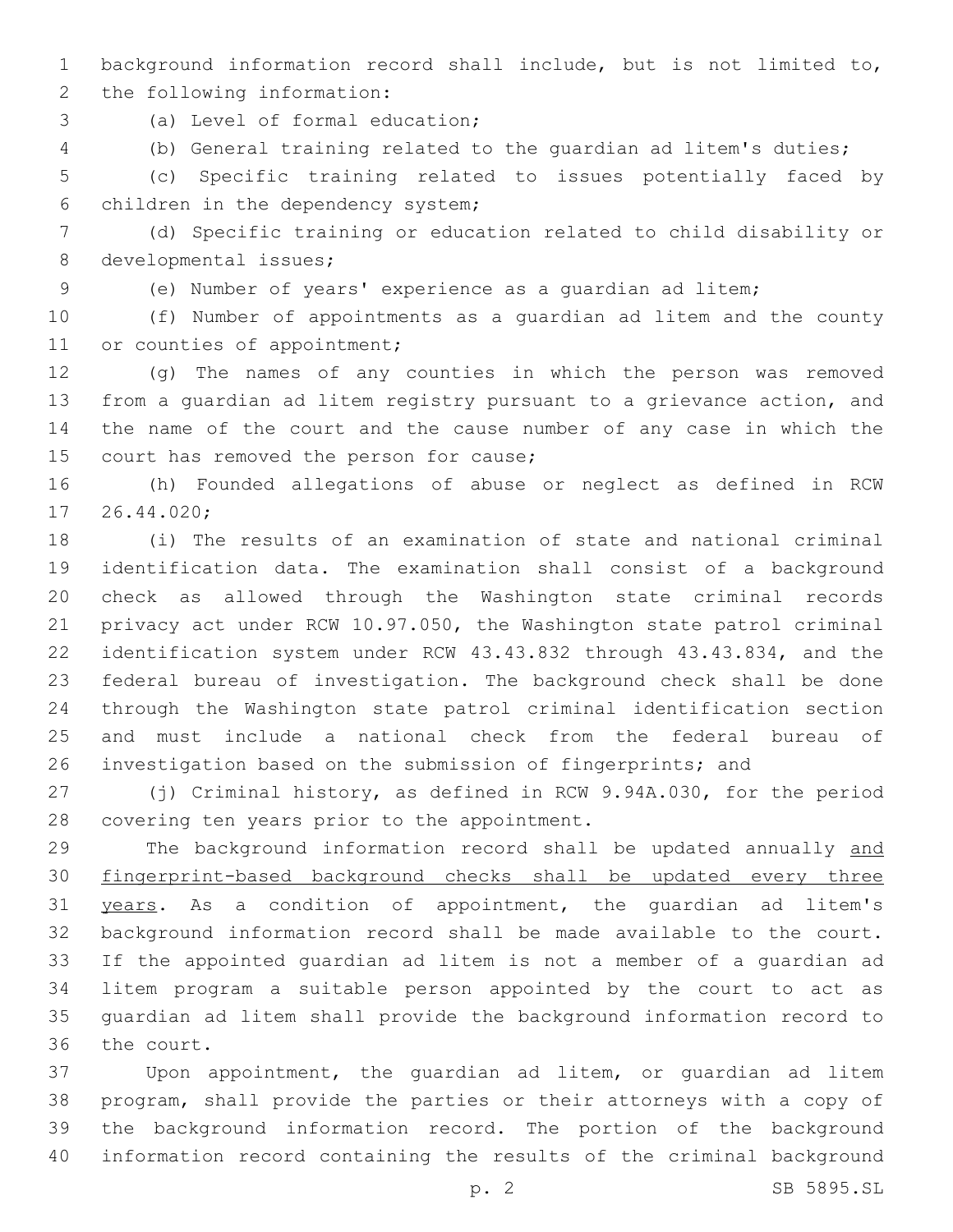background information record shall include, but is not limited to, the following information:

(a) Level of formal education;

(b) General training related to the guardian ad litem's duties;

(c) Specific training related to issues potentially faced by children in the dependency system;

(d) Specific training or education related to child disability or developmental issues;

(e) Number of years' experience as a guardian ad litem;

(f) Number of appointments as a guardian ad litem and the county or counties of appointment;

(g) The names of any counties in which the person was removed from a guardian ad litem registry pursuant to a grievance action, and the name of the court and the cause number of any case in which the court has removed the person for cause;

(h) Founded allegations of abuse or neglect as defined in RCW 26.44.020;

(i) The results of an examination of state and national criminal identification data. The examination shall consist of a background check as allowed through the Washington state criminal records privacy act under RCW 10.97.050, the Washington state patrol criminal identification system under RCW 43.43.832 through 43.43.834, and the federal bureau of investigation. The background check shall be done through the Washington state patrol criminal identification section and must include a national check from the federal bureau of investigation based on the submission of fingerprints; and

(j) Criminal history, as defined in RCW 9.94A.030, for the period covering ten years prior to the appointment.

The background information record shall be updated annually <u>and fingerprint-based background checks shall be updated every three years</u>. As a condition of appointment, the guardian ad litem's background information record shall be made available to the court. If the appointed guardian ad litem is not a member of a guardian ad litem program a suitable person appointed by the court to act as guardian ad litem shall provide the background information record to the court.

Upon appointment, the guardian ad litem, or guardian ad litem program, shall provide the parties or their attorneys with a copy of the background information record. The portion of the background information record containing the results of the criminal background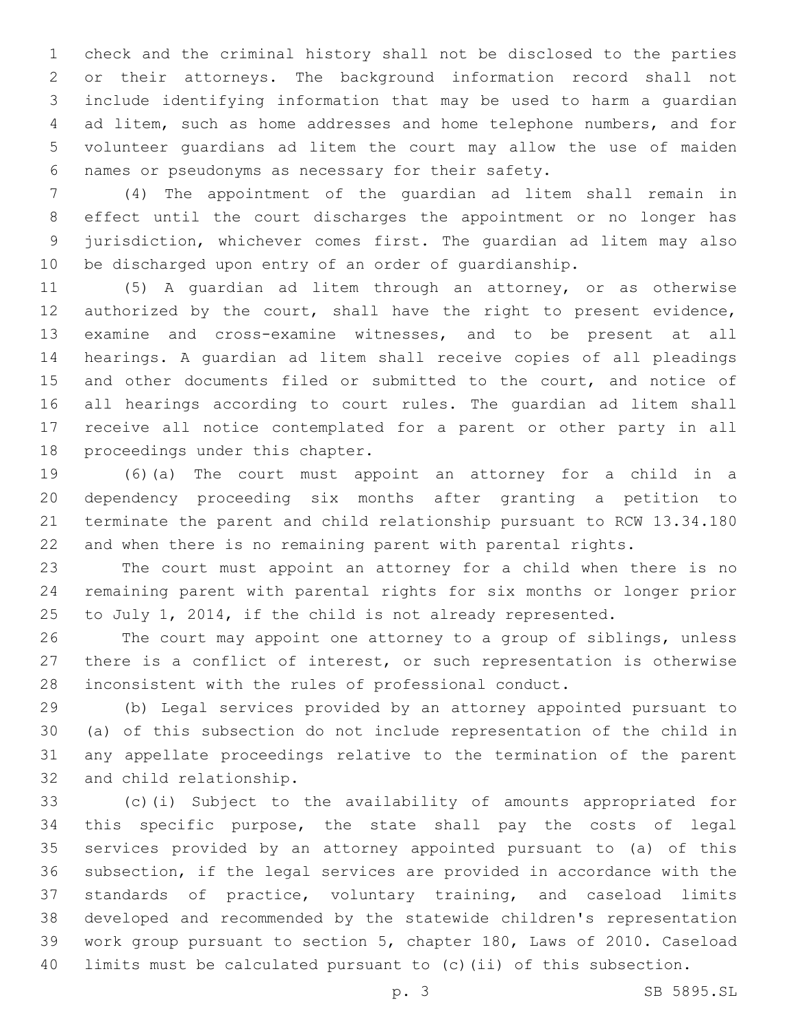check and the criminal history shall not be disclosed to the parties or their attorneys. The background information record shall not include identifying information that may be used to harm a guardian ad litem, such as home addresses and home telephone numbers, and for volunteer guardians ad litem the court may allow the use of maiden names or pseudonyms as necessary for their safety.

(4) The appointment of the guardian ad litem shall remain in effect until the court discharges the appointment or no longer has jurisdiction, whichever comes first. The guardian ad litem may also be discharged upon entry of an order of guardianship.

(5) A guardian ad litem through an attorney, or as otherwise authorized by the court, shall have the right to present evidence, examine and cross-examine witnesses, and to be present at all hearings. A guardian ad litem shall receive copies of all pleadings and other documents filed or submitted to the court, and notice of all hearings according to court rules. The guardian ad litem shall receive all notice contemplated for a parent or other party in all proceedings under this chapter.

(6)(a) The court must appoint an attorney for a child in a dependency proceeding six months after granting a petition to terminate the parent and child relationship pursuant to RCW 13.34.180 and when there is no remaining parent with parental rights.

The court must appoint an attorney for a child when there is no remaining parent with parental rights for six months or longer prior to July 1, 2014, if the child is not already represented.

The court may appoint one attorney to a group of siblings, unless there is a conflict of interest, or such representation is otherwise inconsistent with the rules of professional conduct.

(b) Legal services provided by an attorney appointed pursuant to (a) of this subsection do not include representation of the child in any appellate proceedings relative to the termination of the parent and child relationship.

(c)(i) Subject to the availability of amounts appropriated for this specific purpose, the state shall pay the costs of legal services provided by an attorney appointed pursuant to (a) of this subsection, if the legal services are provided in accordance with the standards of practice, voluntary training, and caseload limits developed and recommended by the statewide children's representation work group pursuant to section 5, chapter 180, Laws of 2010. Caseload limits must be calculated pursuant to (c)(ii) of this subsection.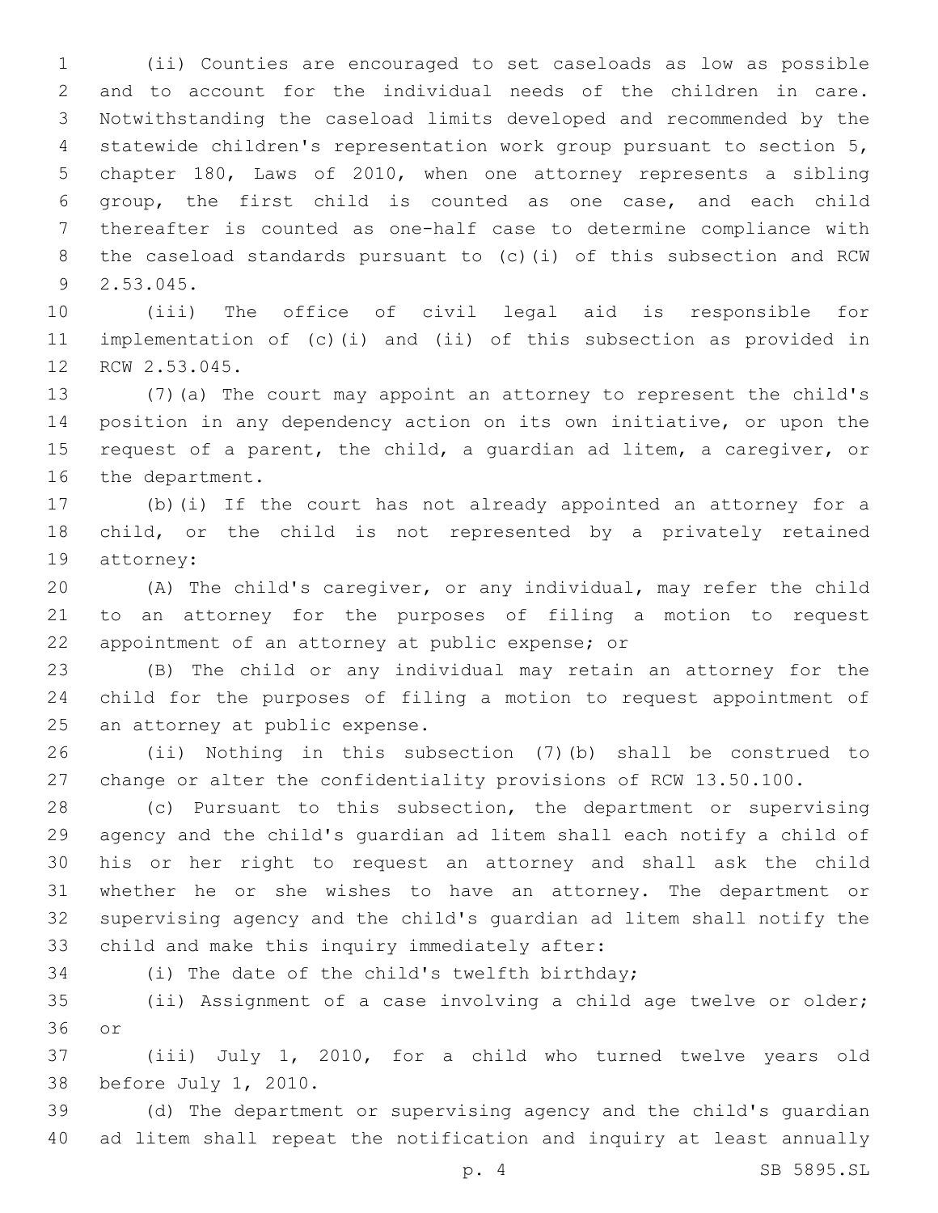(ii) Counties are encouraged to set caseloads as low as possible and to account for the individual needs of the children in care. Notwithstanding the caseload limits developed and recommended by the statewide children's representation work group pursuant to section 5, chapter 180, Laws of 2010, when one attorney represents a sibling group, the first child is counted as one case, and each child thereafter is counted as one-half case to determine compliance with the caseload standards pursuant to (c)(i) of this subsection and RCW 2.53.045.

(iii) The office of civil legal aid is responsible for implementation of (c)(i) and (ii) of this subsection as provided in RCW 2.53.045.

(7)(a) The court may appoint an attorney to represent the child's position in any dependency action on its own initiative, or upon the request of a parent, the child, a guardian ad litem, a caregiver, or the department.

(b)(i) If the court has not already appointed an attorney for a child, or the child is not represented by a privately retained attorney:

(A) The child's caregiver, or any individual, may refer the child to an attorney for the purposes of filing a motion to request appointment of an attorney at public expense; or

(B) The child or any individual may retain an attorney for the child for the purposes of filing a motion to request appointment of an attorney at public expense.

(ii) Nothing in this subsection (7)(b) shall be construed to change or alter the confidentiality provisions of RCW 13.50.100.

(c) Pursuant to this subsection, the department or supervising agency and the child's guardian ad litem shall each notify a child of his or her right to request an attorney and shall ask the child whether he or she wishes to have an attorney. The department or supervising agency and the child's guardian ad litem shall notify the child and make this inquiry immediately after:

(i) The date of the child's twelfth birthday;

(ii) Assignment of a case involving a child age twelve or older; or

(iii) July 1, 2010, for a child who turned twelve years old before July 1, 2010.

(d) The department or supervising agency and the child's guardian ad litem shall repeat the notification and inquiry at least annually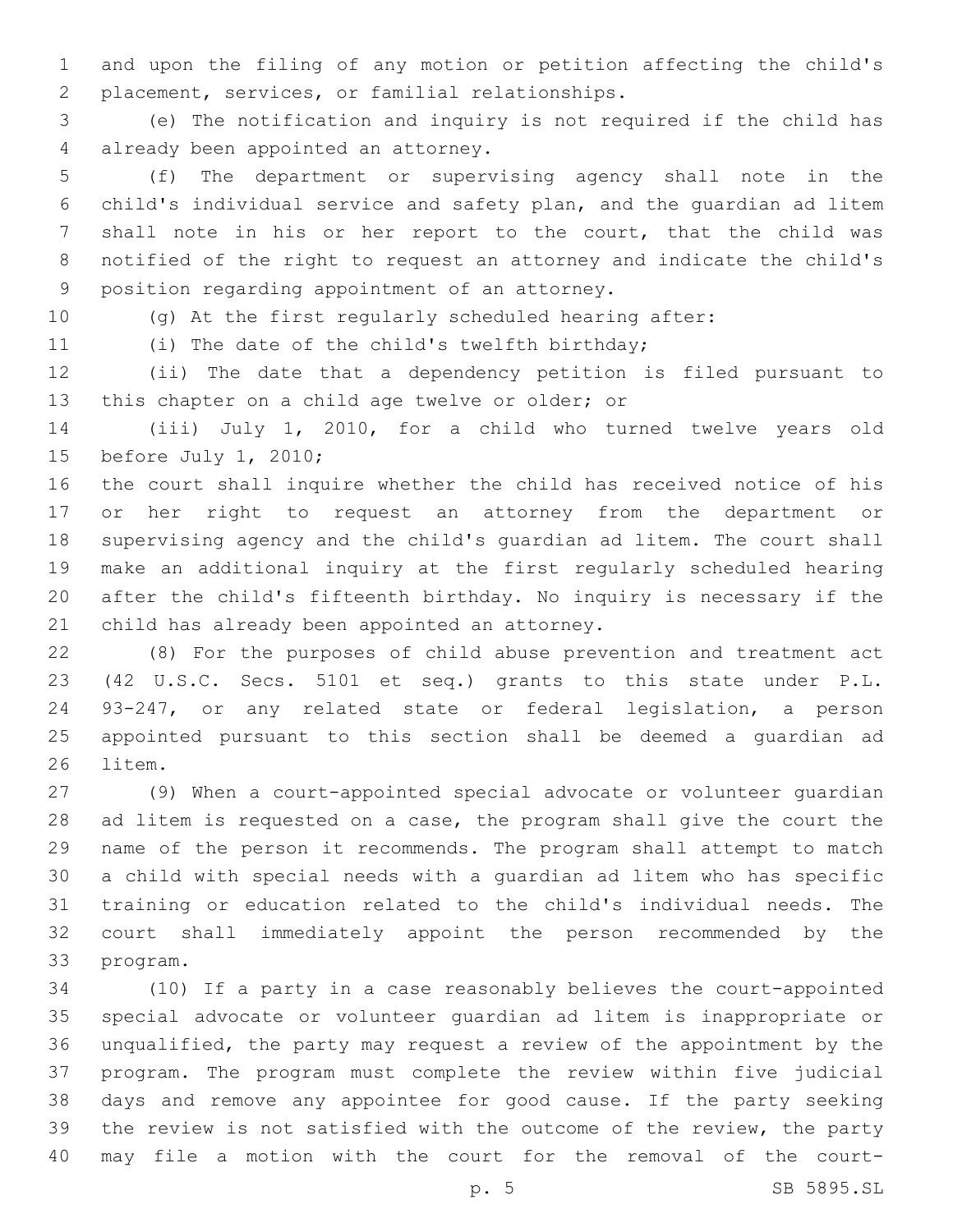and upon the filing of any motion or petition affecting the child's placement, services, or familial relationships.

(e) The notification and inquiry is not required if the child has already been appointed an attorney.

(f) The department or supervising agency shall note in the child's individual service and safety plan, and the guardian ad litem shall note in his or her report to the court, that the child was notified of the right to request an attorney and indicate the child's position regarding appointment of an attorney.

(g) At the first regularly scheduled hearing after:

(i) The date of the child's twelfth birthday;

(ii) The date that a dependency petition is filed pursuant to this chapter on a child age twelve or older; or

(iii) July 1, 2010, for a child who turned twelve years old before July 1, 2010;

the court shall inquire whether the child has received notice of his or her right to request an attorney from the department or supervising agency and the child's guardian ad litem. The court shall make an additional inquiry at the first regularly scheduled hearing after the child's fifteenth birthday. No inquiry is necessary if the child has already been appointed an attorney.

(8) For the purposes of child abuse prevention and treatment act (42 U.S.C. Secs. 5101 et seq.) grants to this state under P.L. 93-247, or any related state or federal legislation, a person appointed pursuant to this section shall be deemed a guardian ad litem.

(9) When a court-appointed special advocate or volunteer guardian ad litem is requested on a case, the program shall give the court the name of the person it recommends. The program shall attempt to match a child with special needs with a guardian ad litem who has specific training or education related to the child's individual needs. The court shall immediately appoint the person recommended by the program.

(10) If a party in a case reasonably believes the court-appointed special advocate or volunteer guardian ad litem is inappropriate or unqualified, the party may request a review of the appointment by the program. The program must complete the review within five judicial days and remove any appointee for good cause. If the party seeking the review is not satisfied with the outcome of the review, the party may file a motion with the court for the removal of the court-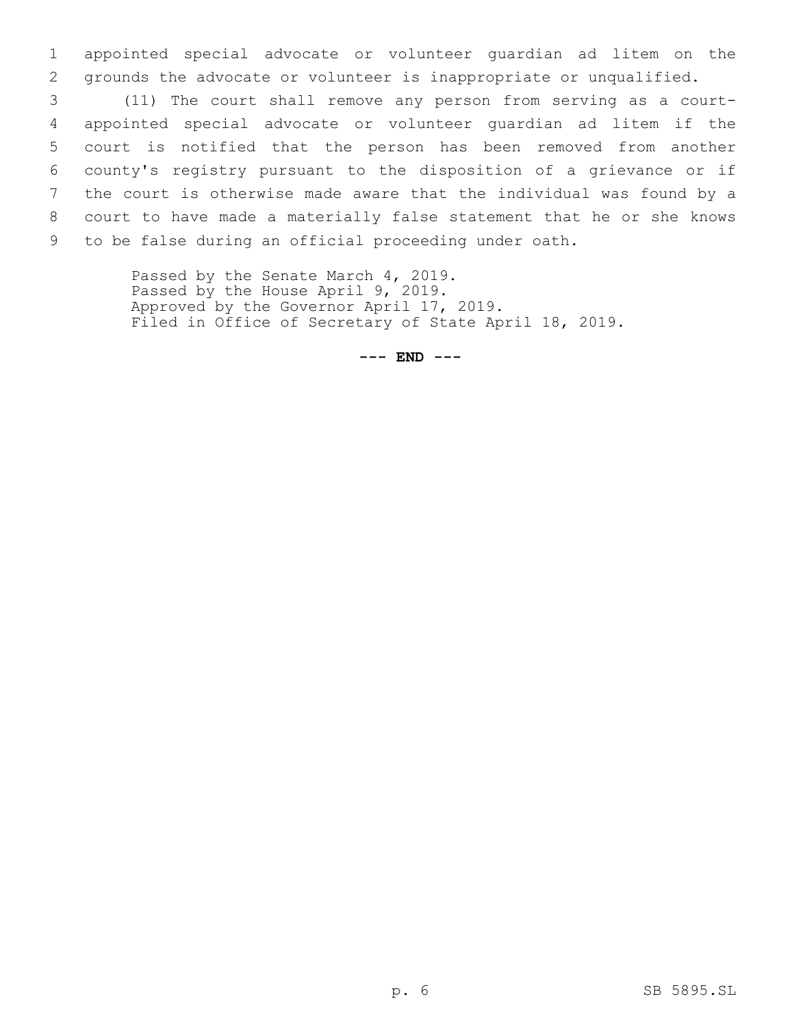appointed special advocate or volunteer guardian ad litem on the grounds the advocate or volunteer is inappropriate or unqualified.

(11) The court shall remove any person from serving as a court-appointed special advocate or volunteer guardian ad litem if the court is notified that the person has been removed from another county's registry pursuant to the disposition of a grievance or if the court is otherwise made aware that the individual was found by a court to have made a materially false statement that he or she knows to be false during an official proceeding under oath.

Passed by the Senate March 4, 2019.
Passed by the House April 9, 2019.
Approved by the Governor April 17, 2019.
Filed in Office of Secretary of State April 18, 2019.

**--- END ---**